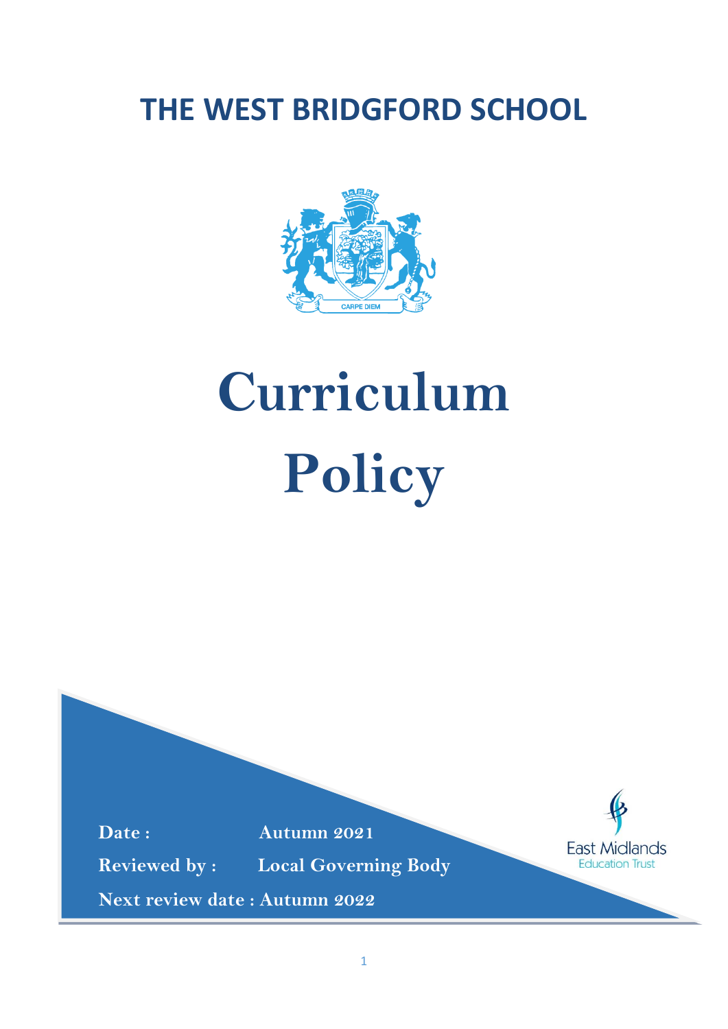# THE WEST BRIDGFORD SCHOOL

CARPE DIEM

# Curriculum Policy

**Date :** Autumn 2021

**Reviewed by :** Local Governing Body

**Next review date :** Autumn 2022

East Midlands Education Trust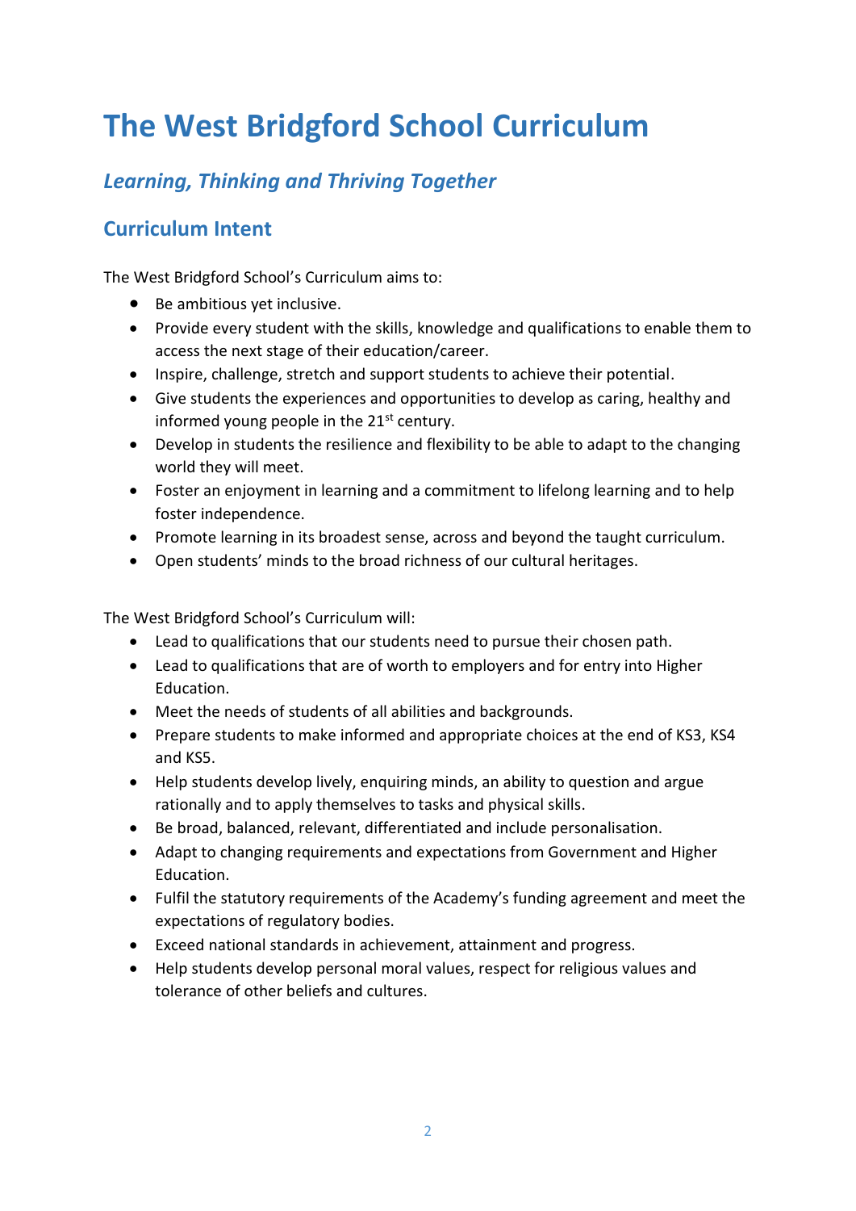# The West Bridgford School Curriculum

## *Learning, Thinking and Thriving Together*

## Curriculum Intent

The West Bridgford School's Curriculum aims to:

- Be ambitious yet inclusive.
- Provide every student with the skills, knowledge and qualifications to enable them to access the next stage of their education/career.
- Inspire, challenge, stretch and support students to achieve their potential.
- Give students the experiences and opportunities to develop as caring, healthy and informed young people in the 21st century.
- Develop in students the resilience and flexibility to be able to adapt to the changing world they will meet.
- Foster an enjoyment in learning and a commitment to lifelong learning and to help foster independence.
- Promote learning in its broadest sense, across and beyond the taught curriculum.
- Open students' minds to the broad richness of our cultural heritages.

The West Bridgford School's Curriculum will:

- Lead to qualifications that our students need to pursue their chosen path.
- Lead to qualifications that are of worth to employers and for entry into Higher Education.
- Meet the needs of students of all abilities and backgrounds.
- Prepare students to make informed and appropriate choices at the end of KS3, KS4 and KS5.
- Help students develop lively, enquiring minds, an ability to question and argue rationally and to apply themselves to tasks and physical skills.
- Be broad, balanced, relevant, differentiated and include personalisation.
- Adapt to changing requirements and expectations from Government and Higher Education.
- Fulfil the statutory requirements of the Academy's funding agreement and meet the expectations of regulatory bodies.
- Exceed national standards in achievement, attainment and progress.
- Help students develop personal moral values, respect for religious values and tolerance of other beliefs and cultures.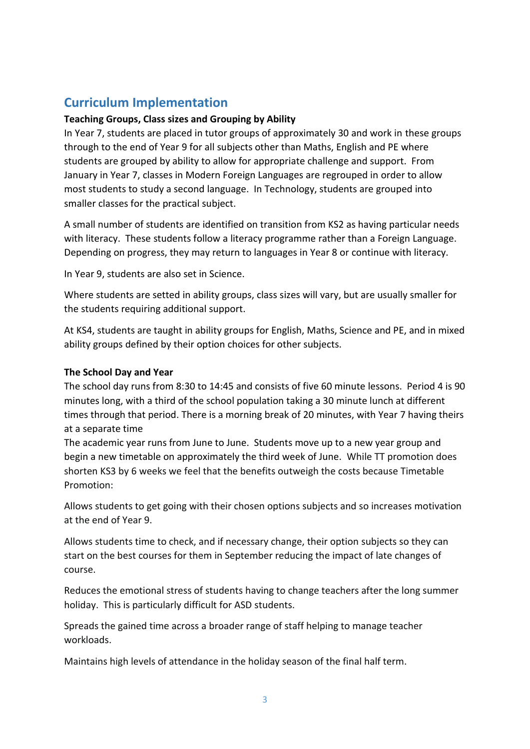## Curriculum Implementation

**Teaching Groups, Class sizes and Grouping by Ability**

In Year 7, students are placed in tutor groups of approximately 30 and work in these groups through to the end of Year 9 for all subjects other than Maths, English and PE where students are grouped by ability to allow for appropriate challenge and support. From January in Year 7, classes in Modern Foreign Languages are regrouped in order to allow most students to study a second language. In Technology, students are grouped into smaller classes for the practical subject.

A small number of students are identified on transition from KS2 as having particular needs with literacy. These students follow a literacy programme rather than a Foreign Language. Depending on progress, they may return to languages in Year 8 or continue with literacy.

In Year 9, students are also set in Science.

Where students are setted in ability groups, class sizes will vary, but are usually smaller for the students requiring additional support.

At KS4, students are taught in ability groups for English, Maths, Science and PE, and in mixed ability groups defined by their option choices for other subjects.

**The School Day and Year**

The school day runs from 8:30 to 14:45 and consists of five 60 minute lessons. Period 4 is 90 minutes long, with a third of the school population taking a 30 minute lunch at different times through that period. There is a morning break of 20 minutes, with Year 7 having theirs at a separate time

The academic year runs from June to June. Students move up to a new year group and begin a new timetable on approximately the third week of June. While TT promotion does shorten KS3 by 6 weeks we feel that the benefits outweigh the costs because Timetable Promotion:

Allows students to get going with their chosen options subjects and so increases motivation at the end of Year 9.

Allows students time to check, and if necessary change, their option subjects so they can start on the best courses for them in September reducing the impact of late changes of course.

Reduces the emotional stress of students having to change teachers after the long summer holiday. This is particularly difficult for ASD students.

Spreads the gained time across a broader range of staff helping to manage teacher workloads.

Maintains high levels of attendance in the holiday season of the final half term.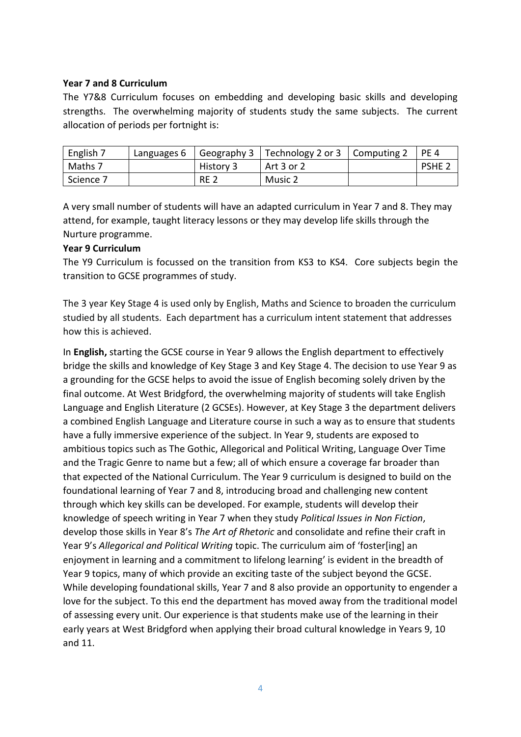**Year 7 and 8 Curriculum**

The Y7&8 Curriculum focuses on embedding and developing basic skills and developing strengths. The overwhelming majority of students study the same subjects. The current allocation of periods per fortnight is:

| English 7 | Languages 6 | Geography 3 | Technology 2 or 3 | Computing 2 | PE 4 |
|---|---|---|---|---|---|
| Maths 7 | | History 3 | Art 3 or 2 | | PSHE 2 |
| Science 7 | | RE 2 | Music 2 | | |

A very small number of students will have an adapted curriculum in Year 7 and 8. They may attend, for example, taught literacy lessons or they may develop life skills through the Nurture programme.

**Year 9 Curriculum**

The Y9 Curriculum is focussed on the transition from KS3 to KS4. Core subjects begin the transition to GCSE programmes of study.

The 3 year Key Stage 4 is used only by English, Maths and Science to broaden the curriculum studied by all students. Each department has a curriculum intent statement that addresses how this is achieved.

In **English,** starting the GCSE course in Year 9 allows the English department to effectively bridge the skills and knowledge of Key Stage 3 and Key Stage 4. The decision to use Year 9 as a grounding for the GCSE helps to avoid the issue of English becoming solely driven by the final outcome. At West Bridgford, the overwhelming majority of students will take English Language and English Literature (2 GCSEs). However, at Key Stage 3 the department delivers a combined English Language and Literature course in such a way as to ensure that students have a fully immersive experience of the subject. In Year 9, students are exposed to ambitious topics such as The Gothic, Allegorical and Political Writing, Language Over Time and the Tragic Genre to name but a few; all of which ensure a coverage far broader than that expected of the National Curriculum. The Year 9 curriculum is designed to build on the foundational learning of Year 7 and 8, introducing broad and challenging new content through which key skills can be developed. For example, students will develop their knowledge of speech writing in Year 7 when they study *Political Issues in Non Fiction*, develop those skills in Year 8's *The Art of Rhetoric* and consolidate and refine their craft in Year 9's *Allegorical and Political Writing* topic. The curriculum aim of 'foster[ing] an enjoyment in learning and a commitment to lifelong learning' is evident in the breadth of Year 9 topics, many of which provide an exciting taste of the subject beyond the GCSE. While developing foundational skills, Year 7 and 8 also provide an opportunity to engender a love for the subject. To this end the department has moved away from the traditional model of assessing every unit. Our experience is that students make use of the learning in their early years at West Bridgford when applying their broad cultural knowledge in Years 9, 10 and 11.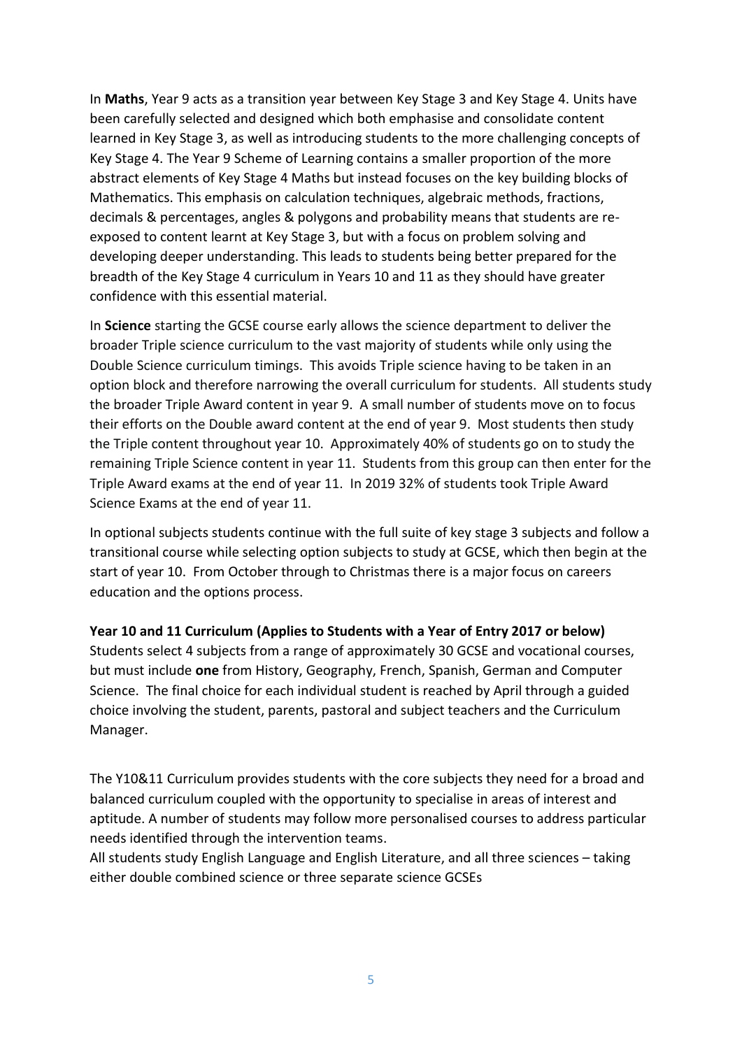In **Maths**, Year 9 acts as a transition year between Key Stage 3 and Key Stage 4. Units have been carefully selected and designed which both emphasise and consolidate content learned in Key Stage 3, as well as introducing students to the more challenging concepts of Key Stage 4. The Year 9 Scheme of Learning contains a smaller proportion of the more abstract elements of Key Stage 4 Maths but instead focuses on the key building blocks of Mathematics. This emphasis on calculation techniques, algebraic methods, fractions, decimals & percentages, angles & polygons and probability means that students are re-exposed to content learnt at Key Stage 3, but with a focus on problem solving and developing deeper understanding. This leads to students being better prepared for the breadth of the Key Stage 4 curriculum in Years 10 and 11 as they should have greater confidence with this essential material.

In **Science** starting the GCSE course early allows the science department to deliver the broader Triple science curriculum to the vast majority of students while only using the Double Science curriculum timings. This avoids Triple science having to be taken in an option block and therefore narrowing the overall curriculum for students. All students study the broader Triple Award content in year 9. A small number of students move on to focus their efforts on the Double award content at the end of year 9. Most students then study the Triple content throughout year 10. Approximately 40% of students go on to study the remaining Triple Science content in year 11. Students from this group can then enter for the Triple Award exams at the end of year 11. In 2019 32% of students took Triple Award Science Exams at the end of year 11.

In optional subjects students continue with the full suite of key stage 3 subjects and follow a transitional course while selecting option subjects to study at GCSE, which then begin at the start of year 10. From October through to Christmas there is a major focus on careers education and the options process.

**Year 10 and 11 Curriculum (Applies to Students with a Year of Entry 2017 or below)**

Students select 4 subjects from a range of approximately 30 GCSE and vocational courses, but must include **one** from History, Geography, French, Spanish, German and Computer Science. The final choice for each individual student is reached by April through a guided choice involving the student, parents, pastoral and subject teachers and the Curriculum Manager.

The Y10&11 Curriculum provides students with the core subjects they need for a broad and balanced curriculum coupled with the opportunity to specialise in areas of interest and aptitude. A number of students may follow more personalised courses to address particular needs identified through the intervention teams.

All students study English Language and English Literature, and all three sciences – taking either double combined science or three separate science GCSEs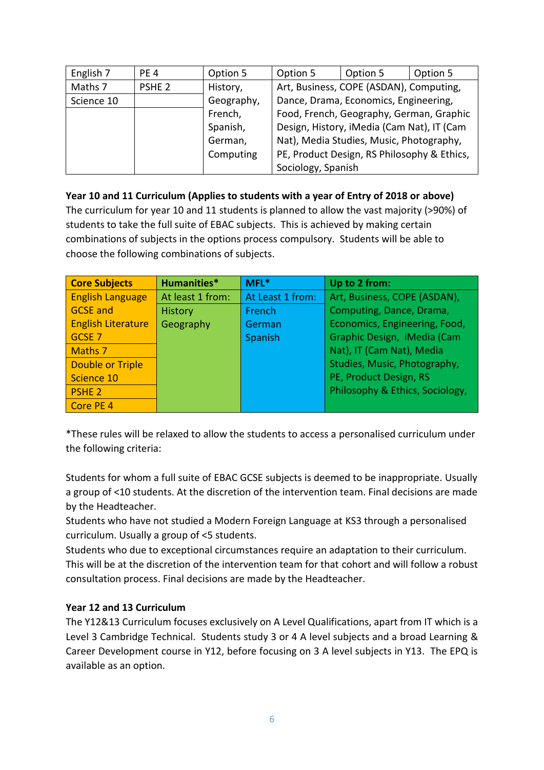| English 7 | PE 4 | Option 5 | Option 5 | Option 5 | Option 5 |
|---|---|---|---|---|---|
| Maths 7 | PSHE 2 | History, Geography, French, Spanish, German, Computing | Art, Business, COPE (ASDAN), Computing, Dance, Drama, Economics, Engineering, Food, French, Geography, German, Graphic Design, History, iMedia (Cam Nat), IT (Cam Nat), Media Studies, Music, Photography, PE, Product Design, RS Philosophy & Ethics, Sociology, Spanish | | |
| Science 10 | | | | | |

**Year 10 and 11 Curriculum (Applies to students with a year of Entry of 2018 or above)**

The curriculum for year 10 and 11 students is planned to allow the vast majority (>90%) of students to take the full suite of EBAC subjects. This is achieved by making certain combinations of subjects in the options process compulsory. Students will be able to choose the following combinations of subjects.

| Core Subjects | Humanities* | MFL* | Up to 2 from: |
|---|---|---|---|
| English Language GCSE and English Literature GCSE 7 | At least 1 from: History Geography | At Least 1 from: French German Spanish | Art, Business, COPE (ASDAN), Computing, Dance, Drama, Economics, Engineering, Food, Graphic Design, iMedia (Cam Nat), IT (Cam Nat), Media Studies, Music, Photography, PE, Product Design, RS Philosophy & Ethics, Sociology, |
| Maths 7 | | | |
| Double or Triple Science 10 | | | |
| PSHE 2 | | | |
| Core PE 4 | | | |

*These rules will be relaxed to allow the students to access a personalised curriculum under the following criteria:

Students for whom a full suite of EBAC GCSE subjects is deemed to be inappropriate. Usually a group of <10 students. At the discretion of the intervention team. Final decisions are made by the Headteacher.

Students who have not studied a Modern Foreign Language at KS3 through a personalised curriculum. Usually a group of <5 students.

Students who due to exceptional circumstances require an adaptation to their curriculum. This will be at the discretion of the intervention team for that cohort and will follow a robust consultation process. Final decisions are made by the Headteacher.

**Year 12 and 13 Curriculum**

The Y12&13 Curriculum focuses exclusively on A Level Qualifications, apart from IT which is a Level 3 Cambridge Technical. Students study 3 or 4 A level subjects and a broad Learning & Career Development course in Y12, before focusing on 3 A level subjects in Y13. The EPQ is available as an option.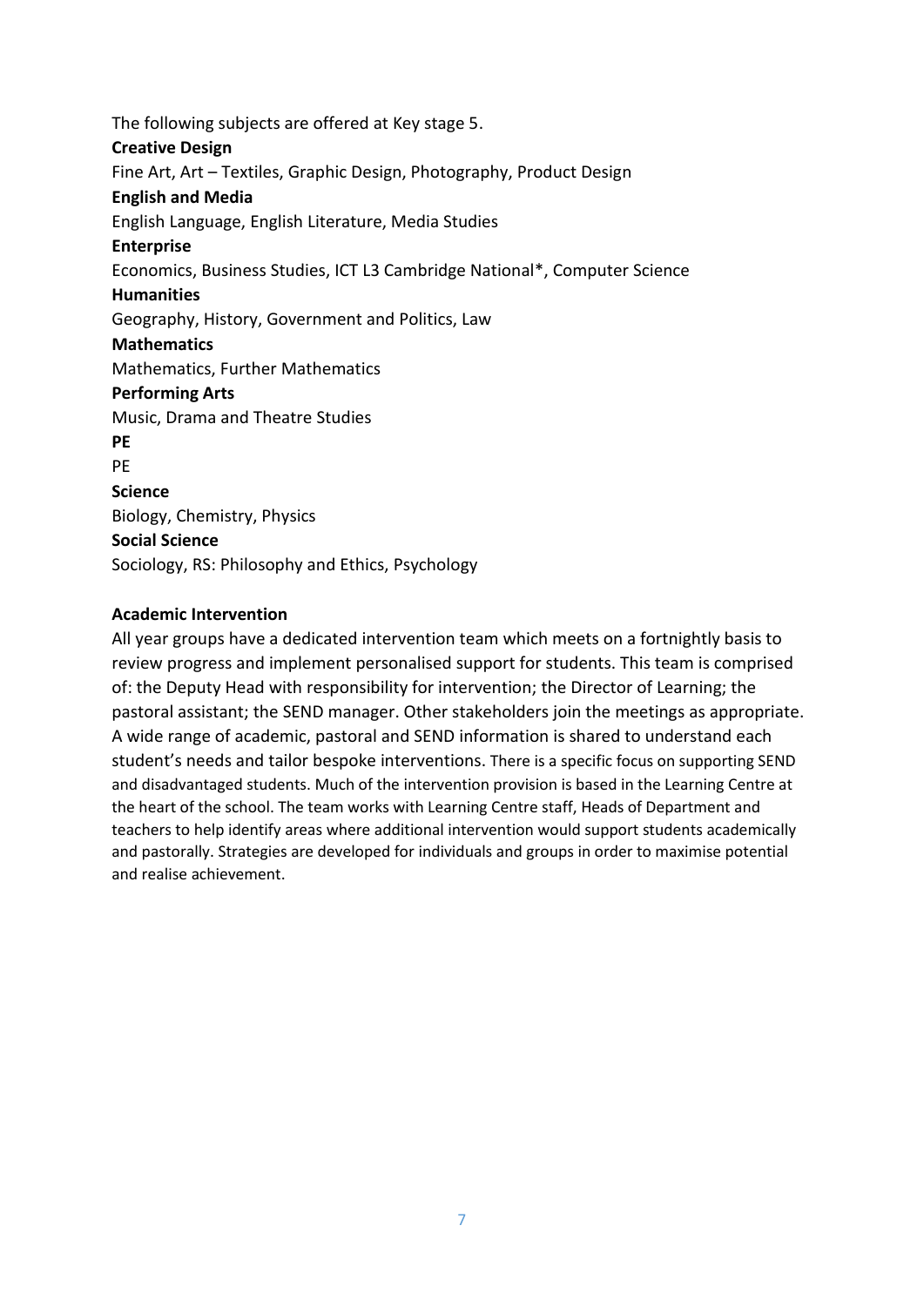The following subjects are offered at Key stage 5.

**Creative Design**

Fine Art, Art – Textiles, Graphic Design, Photography, Product Design

**English and Media**

English Language, English Literature, Media Studies

**Enterprise**

Economics, Business Studies, ICT L3 Cambridge National*, Computer Science

**Humanities**

Geography, History, Government and Politics, Law

**Mathematics**

Mathematics, Further Mathematics

**Performing Arts**

Music, Drama and Theatre Studies

**PE**

PE

**Science**

Biology, Chemistry, Physics

**Social Science**

Sociology, RS: Philosophy and Ethics, Psychology

**Academic Intervention**

All year groups have a dedicated intervention team which meets on a fortnightly basis to review progress and implement personalised support for students. This team is comprised of: the Deputy Head with responsibility for intervention; the Director of Learning; the pastoral assistant; the SEND manager. Other stakeholders join the meetings as appropriate. A wide range of academic, pastoral and SEND information is shared to understand each student's needs and tailor bespoke interventions. There is a specific focus on supporting SEND and disadvantaged students. Much of the intervention provision is based in the Learning Centre at the heart of the school. The team works with Learning Centre staff, Heads of Department and teachers to help identify areas where additional intervention would support students academically and pastorally. Strategies are developed for individuals and groups in order to maximise potential and realise achievement.